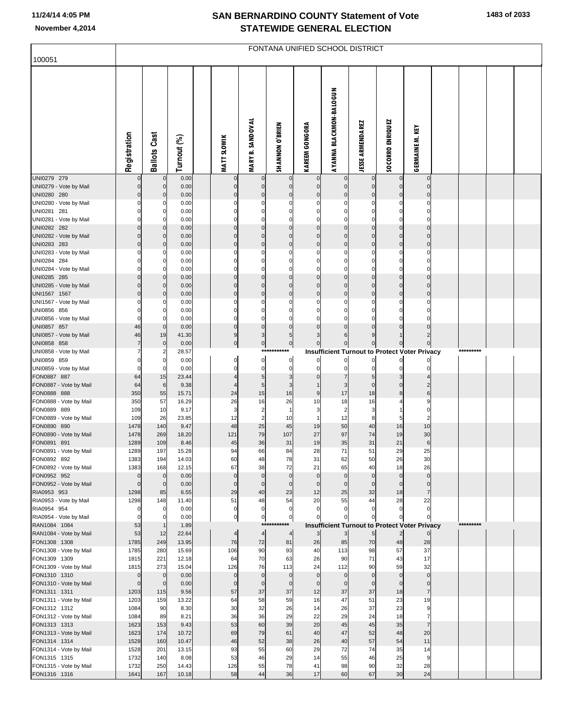# SAN BERNARDINO COUNTY Statement of Vote
## STATEWIDE GENERAL ELECTION

November 4,2014

FONTANA UNIFIED SCHOOL DISTRICT

100051

| | Registration | Ballots Cast | Turnout (%) | | MATT SLOWIK | MARY B. SANDOVAL | SHANNON O'BRIEN | KAREEM GONGORA | AYANNA BLACKMON-BALOGUN | JESSE ARMENDAREZ | SOCORRO ENRIQUEZ | GERMAINE M. KEY | | | | |
|---|---|---|---|---|---|---|---|---|---|---|---|---|---|---|---|---|
| UNI0279 279 | 0 | 0 | 0.00 | | 0 | 0 | 0 | 0 | 0 | 0 | 0 | 0 | | | | |
| UNI0279 - Vote by Mail | 0 | 0 | 0.00 | | 0 | 0 | 0 | 0 | 0 | 0 | 0 | 0 | | | | |
| UNI0280 280 | 0 | 0 | 0.00 | | 0 | 0 | 0 | 0 | 0 | 0 | 0 | 0 | | | | |
| UNI0280 - Vote by Mail | 0 | 0 | 0.00 | | 0 | 0 | 0 | 0 | 0 | 0 | 0 | 0 | | | | |
| UNI0281 281 | 0 | 0 | 0.00 | | 0 | 0 | 0 | 0 | 0 | 0 | 0 | 0 | | | | |
| UNI0281 - Vote by Mail | 0 | 0 | 0.00 | | 0 | 0 | 0 | 0 | 0 | 0 | 0 | 0 | | | | |
| UNI0282 282 | 0 | 0 | 0.00 | | 0 | 0 | 0 | 0 | 0 | 0 | 0 | 0 | | | | |
| UNI0282 - Vote by Mail | 0 | 0 | 0.00 | | 0 | 0 | 0 | 0 | 0 | 0 | 0 | 0 | | | | |
| UNI0283 283 | 0 | 0 | 0.00 | | 0 | 0 | 0 | 0 | 0 | 0 | 0 | 0 | | | | |
| UNI0283 - Vote by Mail | 0 | 0 | 0.00 | | 0 | 0 | 0 | 0 | 0 | 0 | 0 | 0 | | | | |
| UNI0284 284 | 0 | 0 | 0.00 | | 0 | 0 | 0 | 0 | 0 | 0 | 0 | 0 | | | | |
| UNI0284 - Vote by Mail | 0 | 0 | 0.00 | | 0 | 0 | 0 | 0 | 0 | 0 | 0 | 0 | | | | |
| UNI0285 285 | 0 | 0 | 0.00 | | 0 | 0 | 0 | 0 | 0 | 0 | 0 | 0 | | | | |
| UNI0285 - Vote by Mail | 0 | 0 | 0.00 | | 0 | 0 | 0 | 0 | 0 | 0 | 0 | 0 | | | | |
| UNI1567 1567 | 0 | 0 | 0.00 | | 0 | 0 | 0 | 0 | 0 | 0 | 0 | 0 | | | | |
| UNI1567 - Vote by Mail | 0 | 0 | 0.00 | | 0 | 0 | 0 | 0 | 0 | 0 | 0 | 0 | | | | |
| UNI0856 856 | 0 | 0 | 0.00 | | 0 | 0 | 0 | 0 | 0 | 0 | 0 | 0 | | | | |
| UNI0856 - Vote by Mail | 0 | 0 | 0.00 | | 0 | 0 | 0 | 0 | 0 | 0 | 0 | 0 | | | | |
| UNI0857 857 | 46 | 0 | 0.00 | | 0 | 0 | 0 | 0 | 0 | 0 | 0 | 0 | | | | |
| UNI0857 - Vote by Mail | 46 | 19 | 41.30 | | 9 | 3 | 5 | 3 | 6 | 9 | 1 | 2 | | | | |
| UNI0858 858 | 7 | 0 | 0.00 | | 0 | 0 | 0 | 0 | 0 | 0 | 0 | 0 | | | | |
| UNI0858 - Vote by Mail | 7 | 2 | 28.57 | | | | *********** | Insufficient Turnout to Protect Voter Privacy | | | | | | ********* | | |
| UNI0859 859 | 0 | 0 | 0.00 | | 0 | 0 | 0 | 0 | 0 | 0 | 0 | 0 | | | | |
| UNI0859 - Vote by Mail | 0 | 0 | 0.00 | | 0 | 0 | 0 | 0 | 0 | 0 | 0 | 0 | | | | |
| FON0887 887 | 64 | 15 | 23.44 | | 4 | 5 | 3 | 0 | 7 | 5 | 3 | 4 | | | | |
| FON0887 - Vote by Mail | 64 | 6 | 9.38 | | 4 | 5 | 3 | 1 | 3 | 0 | 0 | 2 | | | | |
| FON0888 888 | 350 | 55 | 15.71 | | 24 | 15 | 16 | 9 | 17 | 18 | 8 | 6 | | | | |
| FON0888 - Vote by Mail | 350 | 57 | 16.29 | | 26 | 16 | 26 | 10 | 18 | 16 | 4 | 9 | | | | |
| FON0889 889 | 109 | 10 | 9.17 | | 3 | 2 | 1 | 3 | 2 | 3 | 1 | 0 | | | | |
| FON0889 - Vote by Mail | 109 | 26 | 23.85 | | 12 | 2 | 10 | 1 | 12 | 8 | 5 | 2 | | | | |
| FON0890 890 | 1478 | 140 | 9.47 | | 48 | 25 | 45 | 19 | 50 | 40 | 16 | 10 | | | | |
| FON0890 - Vote by Mail | 1478 | 269 | 18.20 | | 121 | 79 | 107 | 27 | 97 | 74 | 19 | 30 | | | | |
| FON0891 891 | 1289 | 109 | 8.46 | | 45 | 36 | 31 | 19 | 35 | 31 | 21 | 6 | | | | |
| FON0891 - Vote by Mail | 1289 | 197 | 15.28 | | 94 | 66 | 84 | 28 | 71 | 51 | 29 | 25 | | | | |
| FON0892 892 | 1383 | 194 | 14.03 | | 60 | 48 | 78 | 31 | 62 | 50 | 26 | 30 | | | | |
| FON0892 - Vote by Mail | 1383 | 168 | 12.15 | | 67 | 38 | 72 | 21 | 65 | 40 | 18 | 26 | | | | |
| FON0952 952 | 0 | 0 | 0.00 | | 0 | 0 | 0 | 0 | 0 | 0 | 0 | 0 | | | | |
| FON0952 - Vote by Mail | 0 | 0 | 0.00 | | 0 | 0 | 0 | 0 | 0 | 0 | 0 | 0 | | | | |
| RIA0953 953 | 1298 | 85 | 6.55 | | 29 | 40 | 23 | 12 | 25 | 32 | 18 | 7 | | | | |
| RIA0953 - Vote by Mail | 1298 | 148 | 11.40 | | 51 | 48 | 54 | 20 | 55 | 44 | 28 | 22 | | | | |
| RIA0954 954 | 0 | 0 | 0.00 | | 0 | 0 | 0 | 0 | 0 | 0 | 0 | 0 | | | | |
| RIA0954 - Vote by Mail | 0 | 0 | 0.00 | | 0 | 0 | 0 | 0 | 0 | 0 | 0 | 0 | | | | |
| RAN1084 1084 | 53 | 1 | 1.89 | | | | *********** | Insufficient Turnout to Protect Voter Privacy | | | | | | ********* | | |
| RAN1084 - Vote by Mail | 53 | 12 | 22.64 | | 4 | 4 | 4 | 3 | 3 | 5 | 2 | 0 | | | | |
| FON1308 1308 | 1785 | 249 | 13.95 | | 76 | 72 | 81 | 26 | 85 | 70 | 48 | 28 | | | | |
| FON1308 - Vote by Mail | 1785 | 280 | 15.69 | | 106 | 90 | 93 | 40 | 113 | 98 | 57 | 37 | | | | |
| FON1309 1309 | 1815 | 221 | 12.18 | | 64 | 70 | 63 | 26 | 90 | 71 | 43 | 17 | | | | |
| FON1309 - Vote by Mail | 1815 | 273 | 15.04 | | 126 | 76 | 113 | 24 | 112 | 90 | 59 | 32 | | | | |
| FON1310 1310 | 0 | 0 | 0.00 | | 0 | 0 | 0 | 0 | 0 | 0 | 0 | 0 | | | | |
| FON1310 - Vote by Mail | 0 | 0 | 0.00 | | 0 | 0 | 0 | 0 | 0 | 0 | 0 | 0 | | | | |
| FON1311 1311 | 1203 | 115 | 9.56 | | 57 | 37 | 37 | 12 | 37 | 37 | 18 | 7 | | | | |
| FON1311 - Vote by Mail | 1203 | 159 | 13.22 | | 64 | 58 | 59 | 16 | 47 | 51 | 23 | 19 | | | | |
| FON1312 1312 | 1084 | 90 | 8.30 | | 30 | 32 | 26 | 14 | 26 | 37 | 23 | 9 | | | | |
| FON1312 - Vote by Mail | 1084 | 89 | 8.21 | | 36 | 36 | 29 | 22 | 29 | 24 | 18 | 7 | | | | |
| FON1313 1313 | 1623 | 153 | 9.43 | | 53 | 60 | 39 | 20 | 45 | 45 | 35 | 7 | | | | |
| FON1313 - Vote by Mail | 1623 | 174 | 10.72 | | 69 | 79 | 61 | 40 | 47 | 52 | 48 | 20 | | | | |
| FON1314 1314 | 1528 | 160 | 10.47 | | 46 | 52 | 38 | 26 | 40 | 57 | 54 | 11 | | | | |
| FON1314 - Vote by Mail | 1528 | 201 | 13.15 | | 93 | 55 | 60 | 29 | 72 | 74 | 35 | 14 | | | | |
| FON1315 1315 | 1732 | 140 | 8.08 | | 53 | 46 | 29 | 14 | 55 | 46 | 25 | 9 | | | | |
| FON1315 - Vote by Mail | 1732 | 250 | 14.43 | | 126 | 55 | 78 | 41 | 98 | 90 | 32 | 28 | | | | |
| FON1316 1316 | 1641 | 167 | 10.18 | | 58 | 44 | 36 | 17 | 60 | 67 | 30 | 24 | | | | |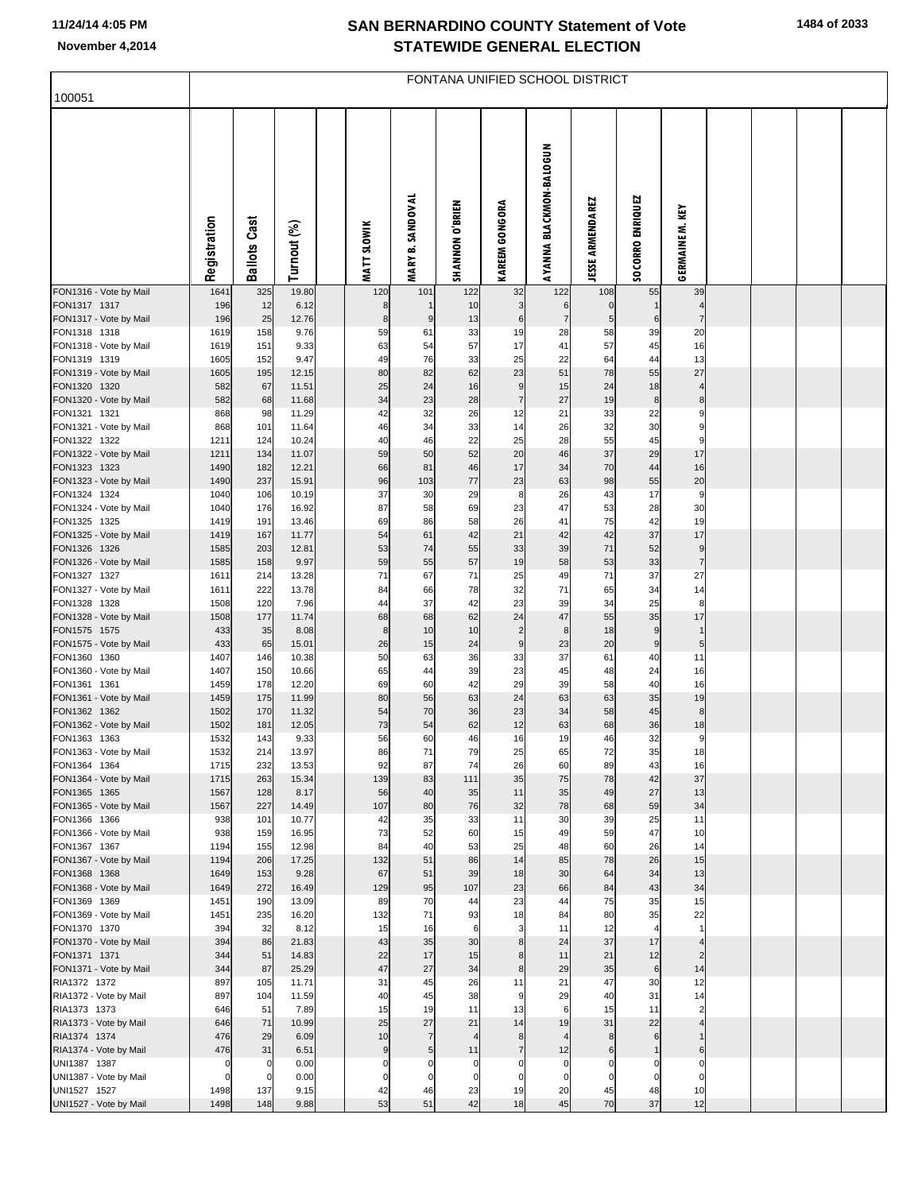# SAN BERNARDINO COUNTY Statement of Vote
# STATEWIDE GENERAL ELECTION

November 4,2014

## FONTANA UNIFIED SCHOOL DISTRICT

100051

| | Registration | Ballots Cast | Turnout (%) | | MATT SLOWIK | MARY B. SANDOVAL | SHANNON O'BRIEN | KAREEM GONGORA | AYANNA BLACKMON-BALOGUN | JESSE ARMENDAREZ | SOCORRO ENRIQUEZ | GERMAINE M. KEY | | | | |
|---|---|---|---|---|---|---|---|---|---|---|---|---|---|---|---|---|
| FON1316 - Vote by Mail | 1641 | 325 | 19.80 | | 120 | 101 | 122 | 32 | 122 | 108 | 55 | 39 | | | | |
| FON1317 1317 | 196 | 12 | 6.12 | | 8 | 1 | 10 | 3 | 6 | 0 | 1 | 4 | | | | |
| FON1317 - Vote by Mail | 196 | 25 | 12.76 | | 8 | 9 | 13 | 6 | 7 | 5 | 6 | 7 | | | | |
| FON1318 1318 | 1619 | 158 | 9.76 | | 59 | 61 | 33 | 19 | 28 | 58 | 39 | 20 | | | | |
| FON1318 - Vote by Mail | 1619 | 151 | 9.33 | | 63 | 54 | 57 | 17 | 41 | 57 | 45 | 16 | | | | |
| FON1319 1319 | 1605 | 152 | 9.47 | | 49 | 76 | 33 | 25 | 22 | 64 | 44 | 13 | | | | |
| FON1319 - Vote by Mail | 1605 | 195 | 12.15 | | 80 | 82 | 62 | 23 | 51 | 78 | 55 | 27 | | | | |
| FON1320 1320 | 582 | 67 | 11.51 | | 25 | 24 | 16 | 9 | 15 | 24 | 18 | 4 | | | | |
| FON1320 - Vote by Mail | 582 | 68 | 11.68 | | 34 | 23 | 28 | 7 | 27 | 19 | 8 | 8 | | | | |
| FON1321 1321 | 868 | 98 | 11.29 | | 42 | 32 | 26 | 12 | 21 | 33 | 22 | 9 | | | | |
| FON1321 - Vote by Mail | 868 | 101 | 11.64 | | 46 | 34 | 33 | 14 | 26 | 32 | 30 | 9 | | | | |
| FON1322 1322 | 1211 | 124 | 10.24 | | 40 | 46 | 22 | 25 | 28 | 55 | 45 | 9 | | | | |
| FON1322 - Vote by Mail | 1211 | 134 | 11.07 | | 59 | 50 | 52 | 20 | 46 | 37 | 29 | 17 | | | | |
| FON1323 1323 | 1490 | 182 | 12.21 | | 66 | 81 | 46 | 17 | 34 | 70 | 44 | 16 | | | | |
| FON1323 - Vote by Mail | 1490 | 237 | 15.91 | | 96 | 103 | 77 | 23 | 63 | 98 | 55 | 20 | | | | |
| FON1324 1324 | 1040 | 106 | 10.19 | | 37 | 30 | 29 | 8 | 26 | 43 | 17 | 9 | | | | |
| FON1324 - Vote by Mail | 1040 | 176 | 16.92 | | 87 | 58 | 69 | 23 | 47 | 53 | 28 | 30 | | | | |
| FON1325 1325 | 1419 | 191 | 13.46 | | 69 | 86 | 58 | 26 | 41 | 75 | 42 | 19 | | | | |
| FON1325 - Vote by Mail | 1419 | 167 | 11.77 | | 54 | 61 | 42 | 21 | 42 | 42 | 37 | 17 | | | | |
| FON1326 1326 | 1585 | 203 | 12.81 | | 53 | 74 | 55 | 33 | 39 | 71 | 52 | 9 | | | | |
| FON1326 - Vote by Mail | 1585 | 158 | 9.97 | | 59 | 55 | 57 | 19 | 58 | 53 | 33 | 7 | | | | |
| FON1327 1327 | 1611 | 214 | 13.28 | | 71 | 67 | 71 | 25 | 49 | 71 | 37 | 27 | | | | |
| FON1327 - Vote by Mail | 1611 | 222 | 13.78 | | 84 | 66 | 78 | 32 | 71 | 65 | 34 | 14 | | | | |
| FON1328 1328 | 1508 | 120 | 7.96 | | 44 | 37 | 42 | 23 | 39 | 34 | 25 | 8 | | | | |
| FON1328 - Vote by Mail | 1508 | 177 | 11.74 | | 68 | 68 | 62 | 24 | 47 | 55 | 35 | 17 | | | | |
| FON1575 1575 | 433 | 35 | 8.08 | | 8 | 10 | 10 | 2 | 8 | 18 | 9 | 1 | | | | |
| FON1575 - Vote by Mail | 433 | 65 | 15.01 | | 26 | 15 | 24 | 9 | 23 | 20 | 9 | 5 | | | | |
| FON1360 1360 | 1407 | 146 | 10.38 | | 50 | 63 | 36 | 33 | 37 | 61 | 40 | 11 | | | | |
| FON1360 - Vote by Mail | 1407 | 150 | 10.66 | | 65 | 44 | 39 | 23 | 45 | 48 | 24 | 16 | | | | |
| FON1361 1361 | 1459 | 178 | 12.20 | | 69 | 60 | 42 | 29 | 39 | 58 | 40 | 16 | | | | |
| FON1361 - Vote by Mail | 1459 | 175 | 11.99 | | 80 | 56 | 63 | 24 | 63 | 63 | 35 | 19 | | | | |
| FON1362 1362 | 1502 | 170 | 11.32 | | 54 | 70 | 36 | 23 | 34 | 58 | 45 | 8 | | | | |
| FON1362 - Vote by Mail | 1502 | 181 | 12.05 | | 73 | 54 | 62 | 12 | 63 | 68 | 36 | 18 | | | | |
| FON1363 1363 | 1532 | 143 | 9.33 | | 56 | 60 | 46 | 16 | 19 | 46 | 32 | 9 | | | | |
| FON1363 - Vote by Mail | 1532 | 214 | 13.97 | | 86 | 71 | 79 | 25 | 65 | 72 | 35 | 18 | | | | |
| FON1364 1364 | 1715 | 232 | 13.53 | | 92 | 87 | 74 | 26 | 60 | 89 | 43 | 16 | | | | |
| FON1364 - Vote by Mail | 1715 | 263 | 15.34 | | 139 | 83 | 111 | 35 | 75 | 78 | 42 | 37 | | | | |
| FON1365 1365 | 1567 | 128 | 8.17 | | 56 | 40 | 35 | 11 | 35 | 49 | 27 | 13 | | | | |
| FON1365 - Vote by Mail | 1567 | 227 | 14.49 | | 107 | 80 | 76 | 32 | 78 | 68 | 59 | 34 | | | | |
| FON1366 1366 | 938 | 101 | 10.77 | | 42 | 35 | 33 | 11 | 30 | 39 | 25 | 11 | | | | |
| FON1366 - Vote by Mail | 938 | 159 | 16.95 | | 73 | 52 | 60 | 15 | 49 | 59 | 47 | 10 | | | | |
| FON1367 1367 | 1194 | 155 | 12.98 | | 84 | 40 | 53 | 25 | 48 | 60 | 26 | 14 | | | | |
| FON1367 - Vote by Mail | 1194 | 206 | 17.25 | | 132 | 51 | 86 | 14 | 85 | 78 | 26 | 15 | | | | |
| FON1368 1368 | 1649 | 153 | 9.28 | | 67 | 51 | 39 | 18 | 30 | 64 | 34 | 13 | | | | |
| FON1368 - Vote by Mail | 1649 | 272 | 16.49 | | 129 | 95 | 107 | 23 | 66 | 84 | 43 | 34 | | | | |
| FON1369 1369 | 1451 | 190 | 13.09 | | 89 | 70 | 44 | 23 | 44 | 75 | 35 | 15 | | | | |
| FON1369 - Vote by Mail | 1451 | 235 | 16.20 | | 132 | 71 | 93 | 18 | 84 | 80 | 35 | 22 | | | | |
| FON1370 1370 | 394 | 32 | 8.12 | | 15 | 16 | 6 | 3 | 11 | 12 | 4 | 1 | | | | |
| FON1370 - Vote by Mail | 394 | 86 | 21.83 | | 43 | 35 | 30 | 8 | 24 | 37 | 17 | 4 | | | | |
| FON1371 1371 | 344 | 51 | 14.83 | | 22 | 17 | 15 | 8 | 11 | 21 | 12 | 2 | | | | |
| FON1371 - Vote by Mail | 344 | 87 | 25.29 | | 47 | 27 | 34 | 8 | 29 | 35 | 6 | 14 | | | | |
| RIA1372 1372 | 897 | 105 | 11.71 | | 31 | 45 | 26 | 11 | 21 | 47 | 30 | 12 | | | | |
| RIA1372 - Vote by Mail | 897 | 104 | 11.59 | | 40 | 45 | 38 | 9 | 29 | 40 | 31 | 14 | | | | |
| RIA1373 1373 | 646 | 51 | 7.89 | | 15 | 19 | 11 | 13 | 6 | 15 | 11 | 2 | | | | |
| RIA1373 - Vote by Mail | 646 | 71 | 10.99 | | 25 | 27 | 21 | 14 | 19 | 31 | 22 | 4 | | | | |
| RIA1374 1374 | 476 | 29 | 6.09 | | 10 | 7 | 4 | 8 | 4 | 8 | 6 | 1 | | | | |
| RIA1374 - Vote by Mail | 476 | 31 | 6.51 | | 9 | 5 | 11 | 7 | 12 | 6 | 1 | 6 | | | | |
| UNI1387 1387 | 0 | 0 | 0.00 | | 0 | 0 | 0 | 0 | 0 | 0 | 0 | 0 | | | | |
| UNI1387 - Vote by Mail | 0 | 0 | 0.00 | | 0 | 0 | 0 | 0 | 0 | 0 | 0 | 0 | | | | |
| UNI1527 1527 | 1498 | 137 | 9.15 | | 42 | 46 | 23 | 19 | 20 | 45 | 48 | 10 | | | | |
| UNI1527 - Vote by Mail | 1498 | 148 | 9.88 | | 53 | 51 | 42 | 18 | 45 | 70 | 37 | 12 | | | | |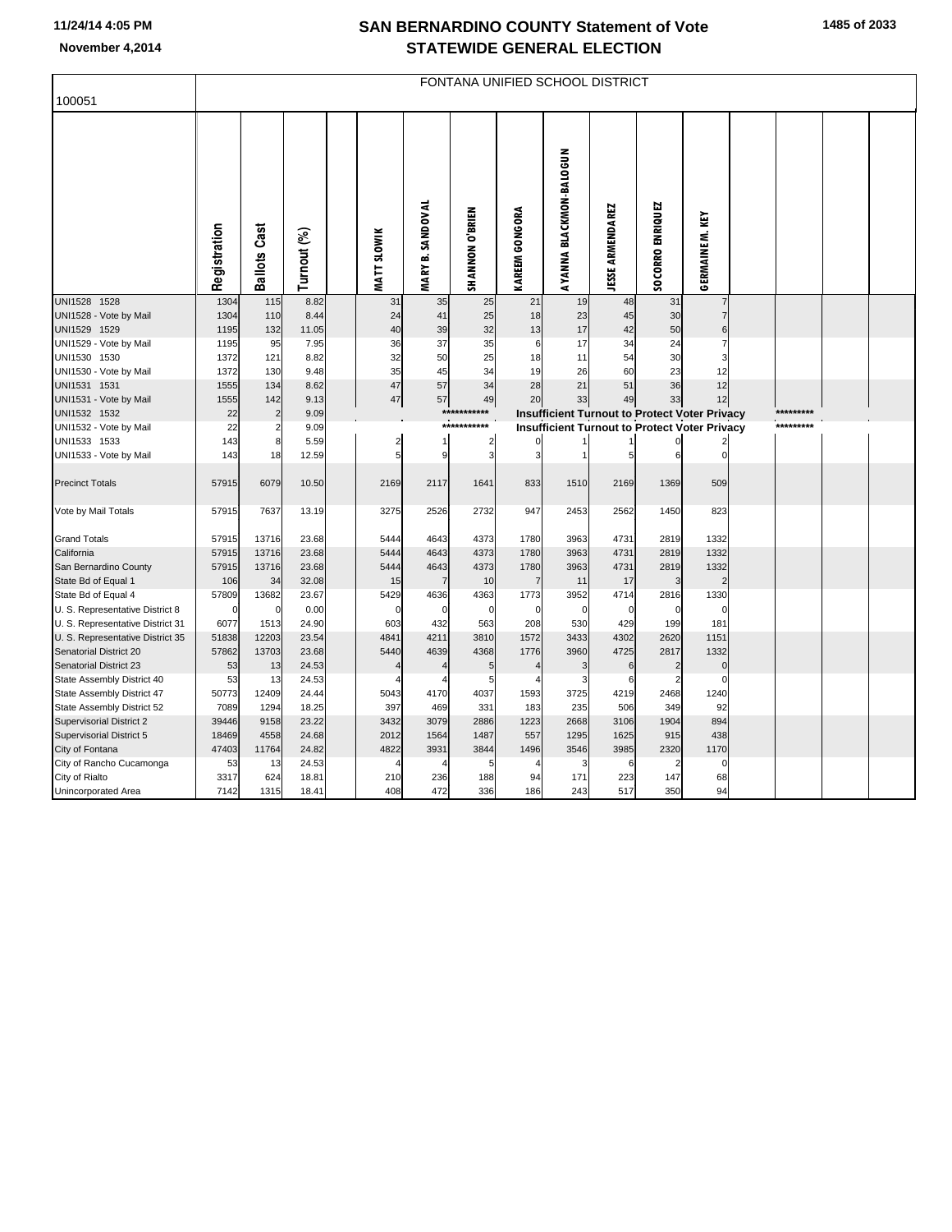# SAN BERNARDINO COUNTY Statement of Vote
## STATEWIDE GENERAL ELECTION

11/24/14 4:05 PM

November 4,2014

100051

FONTANA UNIFIED SCHOOL DISTRICT

| | Registration | Ballots Cast | Turnout (%) | | MATT SLOWIK | MARY B. SANDOVAL | SHANNON O'BRIEN | KAREEM GONGORA | AYANNA BLACKMON-BALOGUN | JESSE ARMENDAREZ | SOCORRO ENRIQUEZ | GERMAINE M. KEY | | | | |
|---|---|---|---|---|---|---|---|---|---|---|---|---|---|---|---|---|
| UNI1528 1528 | 1304 | 115 | 8.82 | | 31 | 35 | 25 | 21 | 19 | 48 | 31 | 7 | | | | |
| UNI1528 - Vote by Mail | 1304 | 110 | 8.44 | | 24 | 41 | 25 | 18 | 23 | 45 | 30 | 7 | | | | |
| UNI1529 1529 | 1195 | 132 | 11.05 | | 40 | 39 | 32 | 13 | 17 | 42 | 50 | 6 | | | | |
| UNI1529 - Vote by Mail | 1195 | 95 | 7.95 | | 36 | 37 | 35 | 6 | 17 | 34 | 24 | 7 | | | | |
| UNI1530 1530 | 1372 | 121 | 8.82 | | 32 | 50 | 25 | 18 | 11 | 54 | 30 | 3 | | | | |
| UNI1530 - Vote by Mail | 1372 | 130 | 9.48 | | 35 | 45 | 34 | 19 | 26 | 60 | 23 | 12 | | | | |
| UNI1531 1531 | 1555 | 134 | 8.62 | | 47 | 57 | 34 | 28 | 21 | 51 | 36 | 12 | | | | |
| UNI1531 - Vote by Mail | 1555 | 142 | 9.13 | | 47 | 57 | 49 | 20 | 33 | 49 | 33 | 12 | | | | |
| UNI1532 1532 | 22 | 2 | 9.09 | | | | *********** | Insufficient Turnout to Protect Voter Privacy | | | | | | ********* | | |
| UNI1532 - Vote by Mail | 22 | 2 | 9.09 | | | | *********** | Insufficient Turnout to Protect Voter Privacy | | | | | | ********* | | |
| UNI1533 1533 | 143 | 8 | 5.59 | | 2 | 1 | 2 | 0 | 1 | 1 | 0 | 2 | | | | |
| UNI1533 - Vote by Mail | 143 | 18 | 12.59 | | 5 | 9 | 3 | 3 | 1 | 5 | 6 | 0 | | | | |
| Precinct Totals | 57915 | 6079 | 10.50 | | 2169 | 2117 | 1641 | 833 | 1510 | 2169 | 1369 | 509 | | | | |
| Vote by Mail Totals | 57915 | 7637 | 13.19 | | 3275 | 2526 | 2732 | 947 | 2453 | 2562 | 1450 | 823 | | | | |
| Grand Totals | 57915 | 13716 | 23.68 | | 5444 | 4643 | 4373 | 1780 | 3963 | 4731 | 2819 | 1332 | | | | |
| California | 57915 | 13716 | 23.68 | | 5444 | 4643 | 4373 | 1780 | 3963 | 4731 | 2819 | 1332 | | | | |
| San Bernardino County | 57915 | 13716 | 23.68 | | 5444 | 4643 | 4373 | 1780 | 3963 | 4731 | 2819 | 1332 | | | | |
| State Bd of Equal 1 | 106 | 34 | 32.08 | | 15 | 7 | 10 | 7 | 11 | 17 | 3 | 2 | | | | |
| State Bd of Equal 4 | 57809 | 13682 | 23.67 | | 5429 | 4636 | 4363 | 1773 | 3952 | 4714 | 2816 | 1330 | | | | |
| U. S. Representative District 8 | 0 | 0 | 0.00 | | 0 | 0 | 0 | 0 | 0 | 0 | 0 | 0 | | | | |
| U. S. Representative District 31 | 6077 | 1513 | 24.90 | | 603 | 432 | 563 | 208 | 530 | 429 | 199 | 181 | | | | |
| U. S. Representative District 35 | 51838 | 12203 | 23.54 | | 4841 | 4211 | 3810 | 1572 | 3433 | 4302 | 2620 | 1151 | | | | |
| Senatorial District 20 | 57862 | 13703 | 23.68 | | 5440 | 4639 | 4368 | 1776 | 3960 | 4725 | 2817 | 1332 | | | | |
| Senatorial District 23 | 53 | 13 | 24.53 | | 4 | 4 | 5 | 4 | 3 | 6 | 2 | 0 | | | | |
| State Assembly District 40 | 53 | 13 | 24.53 | | 4 | 4 | 5 | 4 | 3 | 6 | 2 | 0 | | | | |
| State Assembly District 47 | 50773 | 12409 | 24.44 | | 5043 | 4170 | 4037 | 1593 | 3725 | 4219 | 2468 | 1240 | | | | |
| State Assembly District 52 | 7089 | 1294 | 18.25 | | 397 | 469 | 331 | 183 | 235 | 506 | 349 | 92 | | | | |
| Supervisorial District 2 | 39446 | 9158 | 23.22 | | 3432 | 3079 | 2886 | 1223 | 2668 | 3106 | 1904 | 894 | | | | |
| Supervisorial District 5 | 18469 | 4558 | 24.68 | | 2012 | 1564 | 1487 | 557 | 1295 | 1625 | 915 | 438 | | | | |
| City of Fontana | 47403 | 11764 | 24.82 | | 4822 | 3931 | 3844 | 1496 | 3546 | 3985 | 2320 | 1170 | | | | |
| City of Rancho Cucamonga | 53 | 13 | 24.53 | | 4 | 4 | 5 | 4 | 3 | 6 | 2 | 0 | | | | |
| City of Rialto | 3317 | 624 | 18.81 | | 210 | 236 | 188 | 94 | 171 | 223 | 147 | 68 | | | | |
| Unincorporated Area | 7142 | 1315 | 18.41 | | 408 | 472 | 336 | 186 | 243 | 517 | 350 | 94 | | | | |